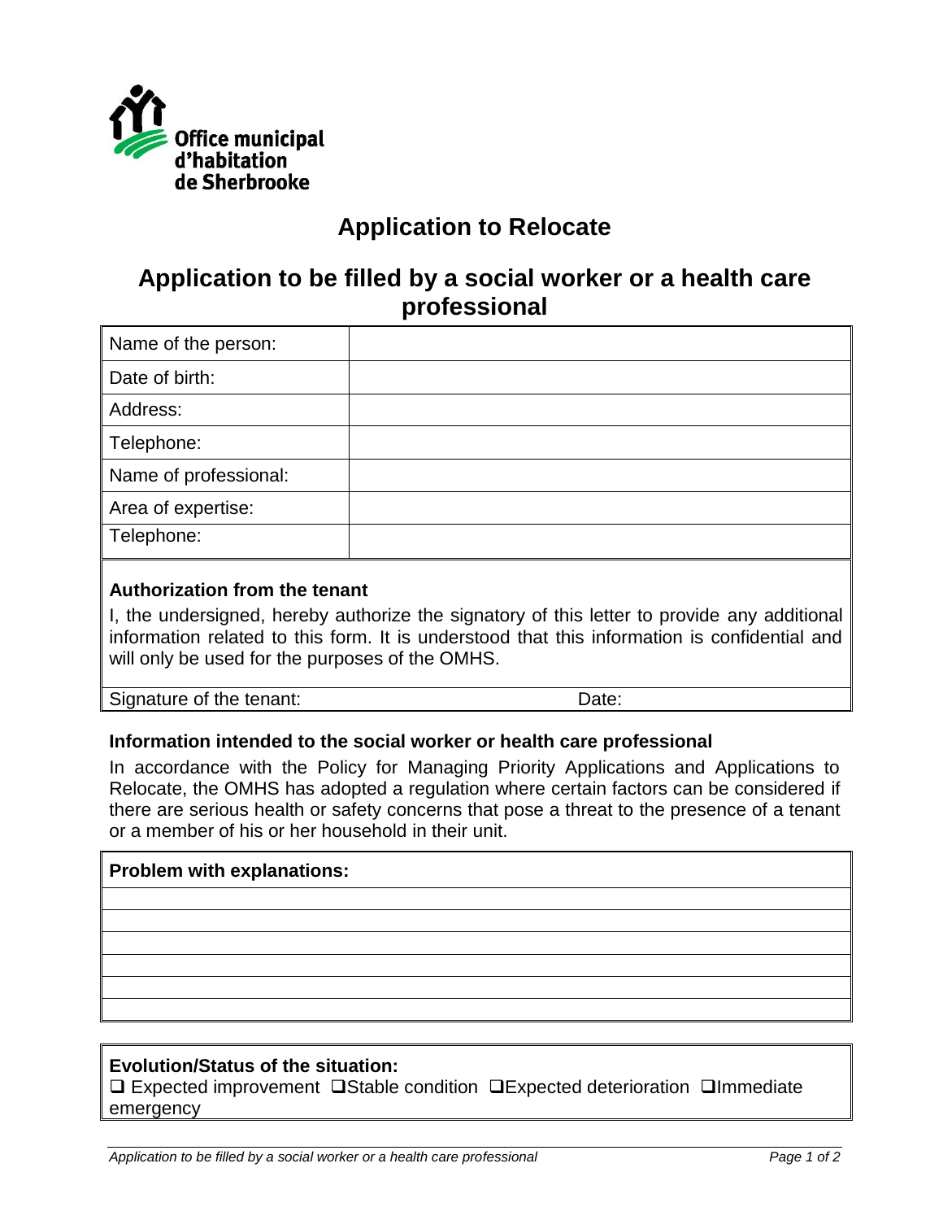Office municipal d'habitation de Sherbrooke

# Application to Relocate

## Application to be filled by a social worker or a health care professional

| Name of the person: | |
|---|---|
| Date of birth: | |
| Address: | |
| Telephone: | |
| Name of professional: | |
| Area of expertise: | |
| Telephone: | |

**Authorization from the tenant**

I, the undersigned, hereby authorize the signatory of this letter to provide any additional information related to this form. It is understood that this information is confidential and will only be used for the purposes of the OMHS.

Signature of the tenant: Date:

**Information intended to the social worker or health care professional**

In accordance with the Policy for Managing Priority Applications and Applications to Relocate, the OMHS has adopted a regulation where certain factors can be considered if there are serious health or safety concerns that pose a threat to the presence of a tenant or a member of his or her household in their unit.

**Problem with explanations:**

**Evolution/Status of the situation:**

❑ Expected improvement ❑ Stable condition ❑ Expected deterioration ❑ Immediate emergency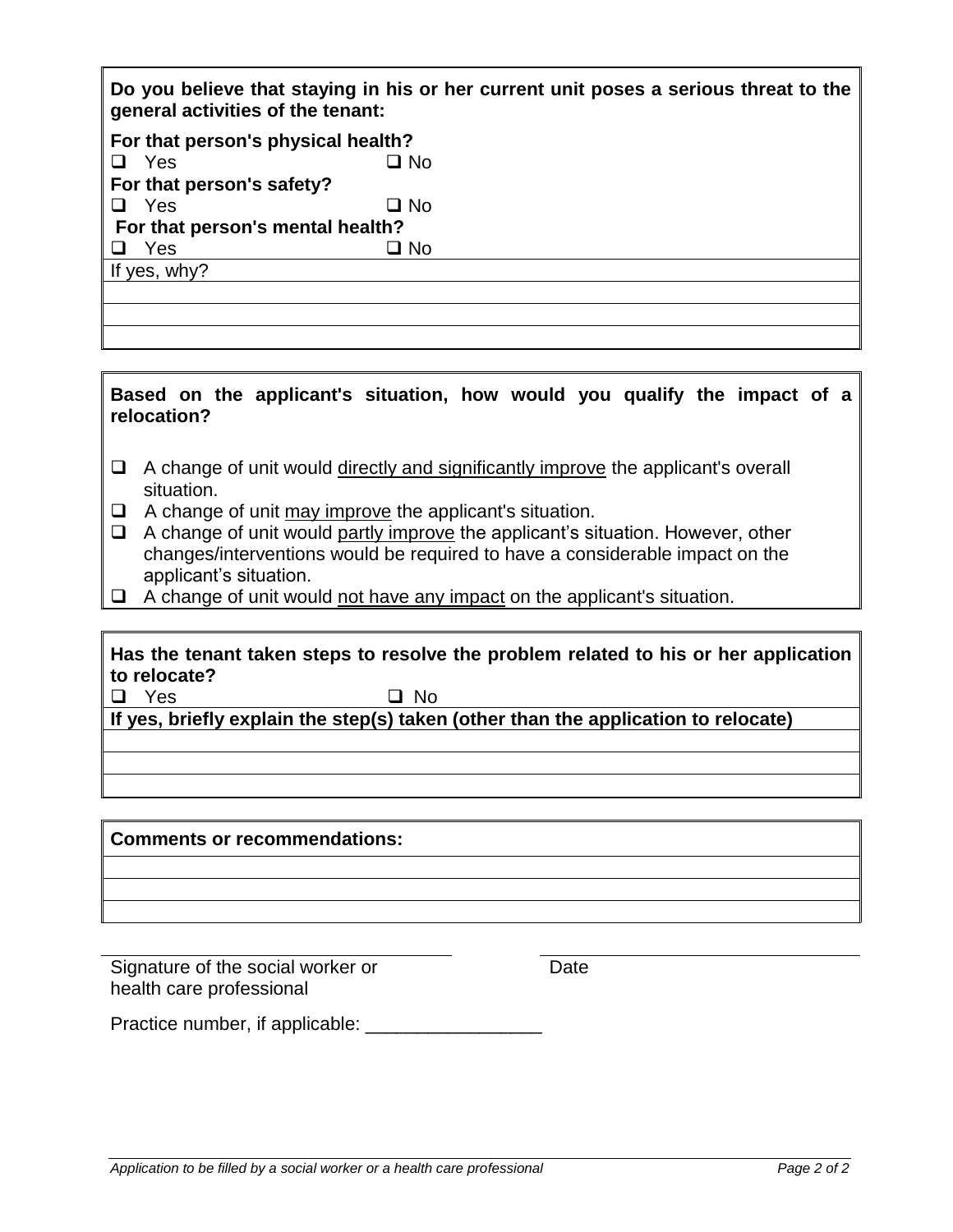**Do you believe that staying in his or her current unit poses a serious threat to the general activities of the tenant:**

**For that person's physical health?**

❑ Yes ❑ No

**For that person's safety?**

❑ Yes ❑ No

**For that person's mental health?**

❑ Yes ❑ No

If yes, why?

\_\_\_\_\_\_\_\_\_\_\_\_\_\_\_\_\_\_\_\_\_\_\_\_\_\_\_\_\_\_\_\_\_\_\_\_\_\_\_\_\_\_\_\_\_\_\_\_\_\_\_\_\_\_\_\_\_\_\_\_\_\_\_\_\_\_\_\_\_\_

\_\_\_\_\_\_\_\_\_\_\_\_\_\_\_\_\_\_\_\_\_\_\_\_\_\_\_\_\_\_\_\_\_\_\_\_\_\_\_\_\_\_\_\_\_\_\_\_\_\_\_\_\_\_\_\_\_\_\_\_\_\_\_\_\_\_\_\_\_\_

\_\_\_\_\_\_\_\_\_\_\_\_\_\_\_\_\_\_\_\_\_\_\_\_\_\_\_\_\_\_\_\_\_\_\_\_\_\_\_\_\_\_\_\_\_\_\_\_\_\_\_\_\_\_\_\_\_\_\_\_\_\_\_\_\_\_\_\_\_\_

**Based on the applicant's situation, how would you qualify the impact of a relocation?**

- ❑ A change of unit would <u>directly and significantly improve</u> the applicant's overall situation.
- ❑ A change of unit <u>may improve</u> the applicant's situation.
- ❑ A change of unit would <u>partly improve</u> the applicant's situation. However, other changes/interventions would be required to have a considerable impact on the applicant's situation.
- ❑ A change of unit would <u>not have any impact</u> on the applicant's situation.

**Has the tenant taken steps to resolve the problem related to his or her application to relocate?**

❑ Yes ❑ No

**If yes, briefly explain the step(s) taken (other than the application to relocate)**

\_\_\_\_\_\_\_\_\_\_\_\_\_\_\_\_\_\_\_\_\_\_\_\_\_\_\_\_\_\_\_\_\_\_\_\_\_\_\_\_\_\_\_\_\_\_\_\_\_\_\_\_\_\_\_\_\_\_\_\_\_\_\_\_\_\_\_\_\_\_

\_\_\_\_\_\_\_\_\_\_\_\_\_\_\_\_\_\_\_\_\_\_\_\_\_\_\_\_\_\_\_\_\_\_\_\_\_\_\_\_\_\_\_\_\_\_\_\_\_\_\_\_\_\_\_\_\_\_\_\_\_\_\_\_\_\_\_\_\_\_

\_\_\_\_\_\_\_\_\_\_\_\_\_\_\_\_\_\_\_\_\_\_\_\_\_\_\_\_\_\_\_\_\_\_\_\_\_\_\_\_\_\_\_\_\_\_\_\_\_\_\_\_\_\_\_\_\_\_\_\_\_\_\_\_\_\_\_\_\_\_

**Comments or recommendations:**

\_\_\_\_\_\_\_\_\_\_\_\_\_\_\_\_\_\_\_\_\_\_\_\_\_\_\_\_\_\_\_\_\_\_\_\_\_\_\_\_\_\_\_\_\_\_\_\_\_\_\_\_\_\_\_\_\_\_\_\_\_\_\_\_\_\_\_\_\_\_

\_\_\_\_\_\_\_\_\_\_\_\_\_\_\_\_\_\_\_\_\_\_\_\_\_\_\_\_\_\_\_\_\_\_\_\_\_\_\_\_\_\_\_\_\_\_\_\_\_\_\_\_\_\_\_\_\_\_\_\_\_\_\_\_\_\_\_\_\_\_

\_\_\_\_\_\_\_\_\_\_\_\_\_\_\_\_\_\_\_\_\_\_\_\_\_\_\_\_\_\_\_\_\_\_\_\_\_\_\_\_\_\_\_\_\_\_\_\_\_\_\_\_\_\_\_\_\_\_\_\_\_\_\_\_\_\_\_\_\_\_

\_\_\_\_\_\_\_\_\_\_\_\_\_\_\_\_\_\_\_\_\_\_\_\_\_\_\_\_\_\_\_\_ \_\_\_\_\_\_\_\_\_\_\_\_\_\_\_\_\_\_\_\_\_\_\_\_\_\_\_\_

Signature of the social worker or health care professional     Date

Practice number, if applicable: \_\_\_\_\_\_\_\_\_\_\_\_\_\_\_\_\_

*Application to be filled by a social worker or a health care professional*